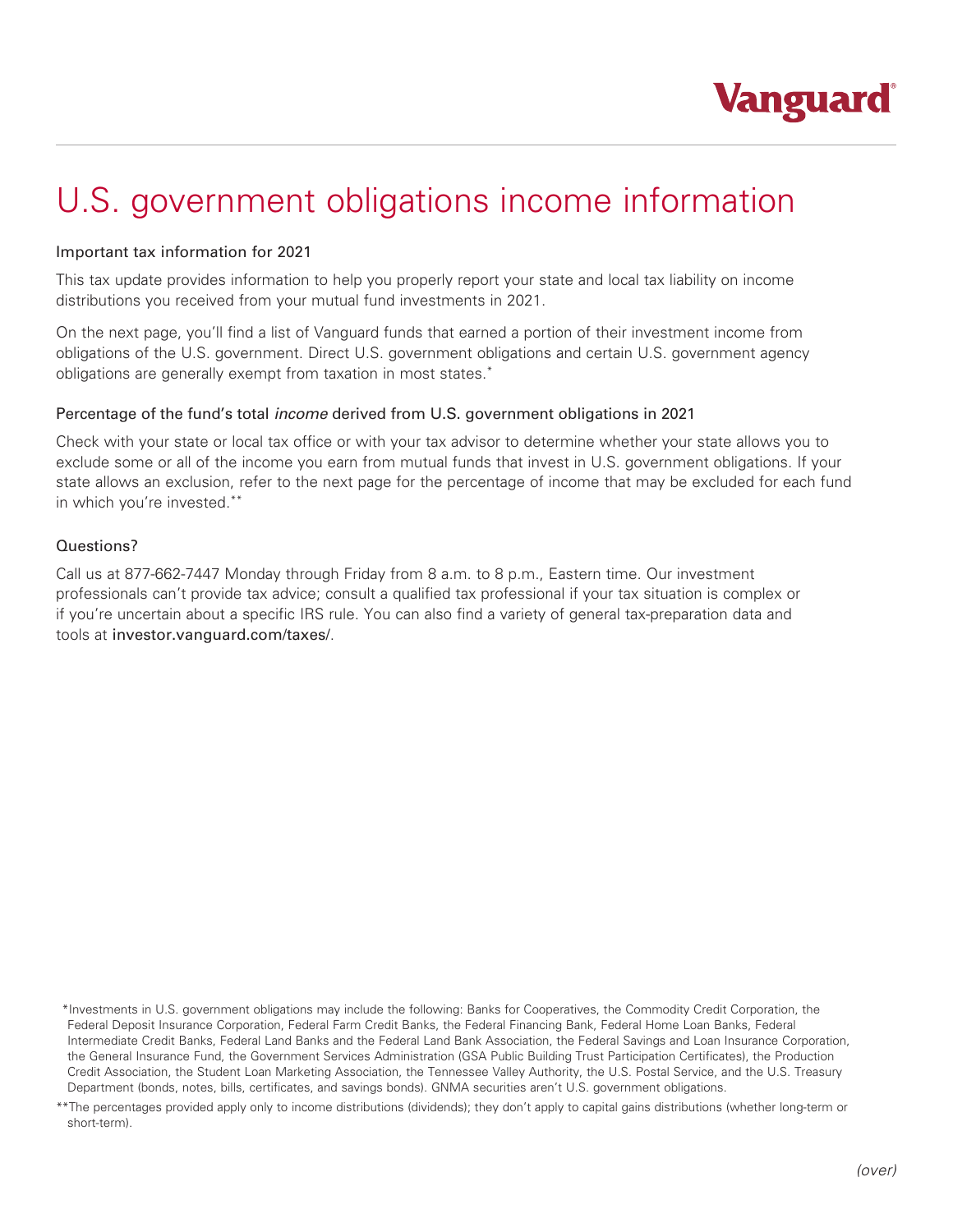Vanguard

# U.S. government obligations income information

## Important tax information for 2021

This tax update provides information to help you properly report your state and local tax liability on income distributions you received from your mutual fund investments in 2021.

On the next page, you'll find a list of Vanguard funds that earned a portion of their investment income from obligations of the U.S. government. Direct U.S. government obligations and certain U.S. government agency obligations are generally exempt from taxation in most states.*

## Percentage of the fund's total *income* derived from U.S. government obligations in 2021

Check with your state or local tax office or with your tax advisor to determine whether your state allows you to exclude some or all of the income you earn from mutual funds that invest in U.S. government obligations. If your state allows an exclusion, refer to the next page for the percentage of income that may be excluded for each fund in which you're invested.**

## Questions?

Call us at 877-662-7447 Monday through Friday from 8 a.m. to 8 p.m., Eastern time. Our investment professionals can't provide tax advice; consult a qualified tax professional if your tax situation is complex or if you're uncertain about a specific IRS rule. You can also find a variety of general tax-preparation data and tools at investor.vanguard.com/taxes/.

*Investments in U.S. government obligations may include the following: Banks for Cooperatives, the Commodity Credit Corporation, the Federal Deposit Insurance Corporation, Federal Farm Credit Banks, the Federal Financing Bank, Federal Home Loan Banks, Federal Intermediate Credit Banks, Federal Land Banks and the Federal Land Bank Association, the Federal Savings and Loan Insurance Corporation, the General Insurance Fund, the Government Services Administration (GSA Public Building Trust Participation Certificates), the Production Credit Association, the Student Loan Marketing Association, the Tennessee Valley Authority, the U.S. Postal Service, and the U.S. Treasury Department (bonds, notes, bills, certificates, and savings bonds). GNMA securities aren't U.S. government obligations.

**The percentages provided apply only to income distributions (dividends); they don't apply to capital gains distributions (whether long-term or short-term).

*(over)*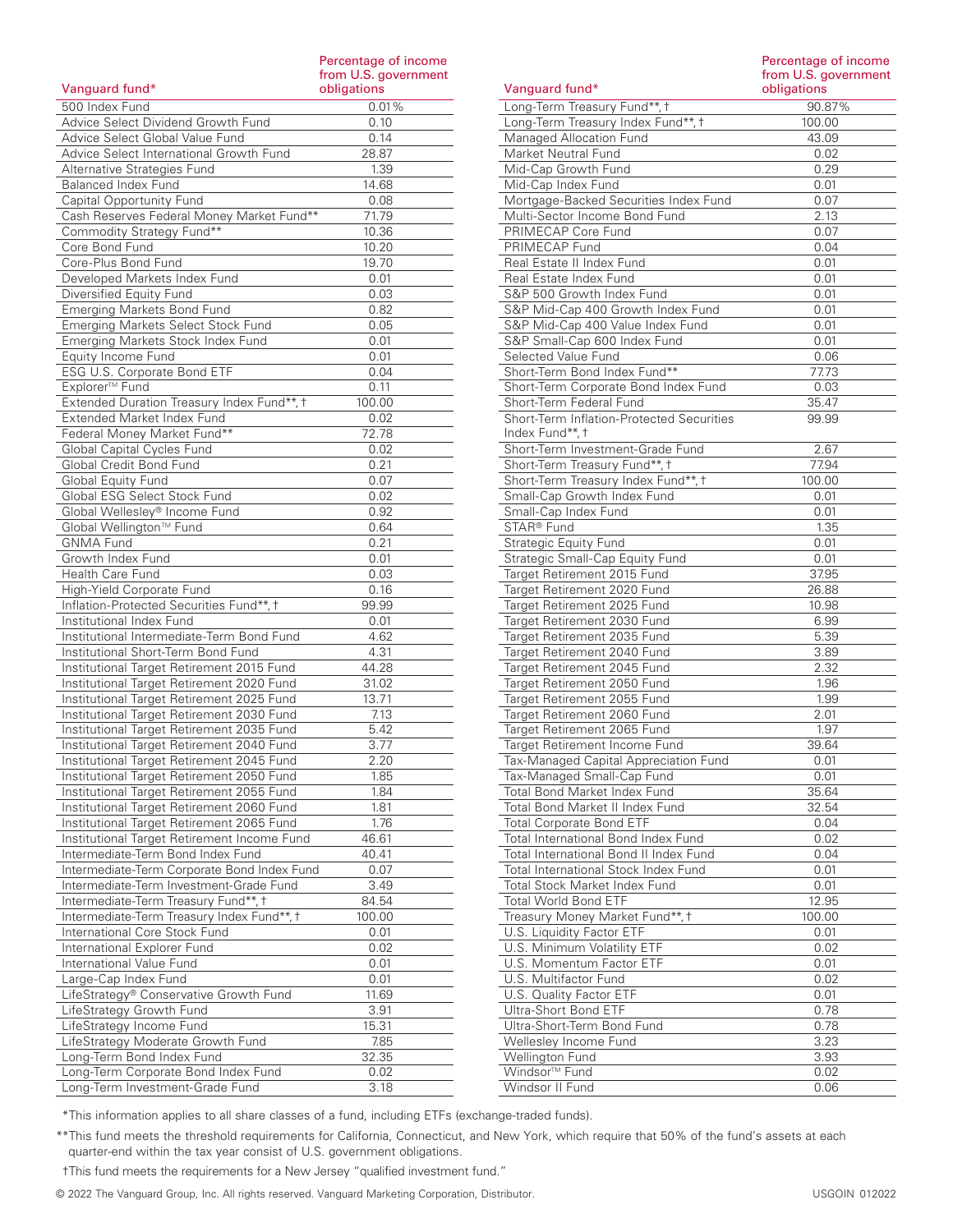| Vanguard fund* | Percentage of income from U.S. government obligations |
|---|---|
| 500 Index Fund | 0.01% |
| Advice Select Dividend Growth Fund | 0.10 |
| Advice Select Global Value Fund | 0.14 |
| Advice Select International Growth Fund | 28.87 |
| Alternative Strategies Fund | 1.39 |
| Balanced Index Fund | 14.68 |
| Capital Opportunity Fund | 0.08 |
| Cash Reserves Federal Money Market Fund** | 71.79 |
| Commodity Strategy Fund** | 10.36 |
| Core Bond Fund | 10.20 |
| Core-Plus Bond Fund | 19.70 |
| Developed Markets Index Fund | 0.01 |
| Diversified Equity Fund | 0.03 |
| Emerging Markets Bond Fund | 0.82 |
| Emerging Markets Select Stock Fund | 0.05 |
| Emerging Markets Stock Index Fund | 0.01 |
| Equity Income Fund | 0.01 |
| ESG U.S. Corporate Bond ETF | 0.04 |
| Explorer™ Fund | 0.11 |
| Extended Duration Treasury Index Fund**, † | 100.00 |
| Extended Market Index Fund | 0.02 |
| Federal Money Market Fund** | 72.78 |
| Global Capital Cycles Fund | 0.02 |
| Global Credit Bond Fund | 0.21 |
| Global Equity Fund | 0.07 |
| Global ESG Select Stock Fund | 0.02 |
| Global Wellesley® Income Fund | 0.92 |
| Global Wellington™ Fund | 0.64 |
| GNMA Fund | 0.21 |
| Growth Index Fund | 0.01 |
| Health Care Fund | 0.03 |
| High-Yield Corporate Fund | 0.16 |
| Inflation-Protected Securities Fund**, † | 99.99 |
| Institutional Index Fund | 0.01 |
| Institutional Intermediate-Term Bond Fund | 4.62 |
| Institutional Short-Term Bond Fund | 4.31 |
| Institutional Target Retirement 2015 Fund | 44.28 |
| Institutional Target Retirement 2020 Fund | 31.02 |
| Institutional Target Retirement 2025 Fund | 13.71 |
| Institutional Target Retirement 2030 Fund | 7.13 |
| Institutional Target Retirement 2035 Fund | 5.42 |
| Institutional Target Retirement 2040 Fund | 3.77 |
| Institutional Target Retirement 2045 Fund | 2.20 |
| Institutional Target Retirement 2050 Fund | 1.85 |
| Institutional Target Retirement 2055 Fund | 1.84 |
| Institutional Target Retirement 2060 Fund | 1.81 |
| Institutional Target Retirement 2065 Fund | 1.76 |
| Institutional Target Retirement Income Fund | 46.61 |
| Intermediate-Term Bond Index Fund | 40.41 |
| Intermediate-Term Corporate Bond Index Fund | 0.07 |
| Intermediate-Term Investment-Grade Fund | 3.49 |
| Intermediate-Term Treasury Fund**, † | 84.54 |
| Intermediate-Term Treasury Index Fund**, † | 100.00 |
| International Core Stock Fund | 0.01 |
| International Explorer Fund | 0.02 |
| International Value Fund | 0.01 |
| Large-Cap Index Fund | 0.01 |
| LifeStrategy® Conservative Growth Fund | 11.69 |
| LifeStrategy Growth Fund | 3.91 |
| LifeStrategy Income Fund | 15.31 |
| LifeStrategy Moderate Growth Fund | 7.85 |
| Long-Term Bond Index Fund | 32.35 |
| Long-Term Corporate Bond Index Fund | 0.02 |
| Long-Term Investment-Grade Fund | 3.18 |
| Long-Term Treasury Fund**, † | 90.87% |
| Long-Term Treasury Index Fund**, † | 100.00 |
| Managed Allocation Fund | 43.09 |
| Market Neutral Fund | 0.02 |
| Mid-Cap Growth Fund | 0.29 |
| Mid-Cap Index Fund | 0.01 |
| Mortgage-Backed Securities Index Fund | 0.07 |
| Multi-Sector Income Bond Fund | 2.13 |
| PRIMECAP Core Fund | 0.07 |
| PRIMECAP Fund | 0.04 |
| Real Estate II Index Fund | 0.01 |
| Real Estate Index Fund | 0.01 |
| S&P 500 Growth Index Fund | 0.01 |
| S&P Mid-Cap 400 Growth Index Fund | 0.01 |
| S&P Mid-Cap 400 Value Index Fund | 0.01 |
| S&P Small-Cap 600 Index Fund | 0.01 |
| Selected Value Fund | 0.06 |
| Short-Term Bond Index Fund** | 77.73 |
| Short-Term Corporate Bond Index Fund | 0.03 |
| Short-Term Federal Fund | 35.47 |
| Short-Term Inflation-Protected Securities Index Fund**, † | 99.99 |
| Short-Term Investment-Grade Fund | 2.67 |
| Short-Term Treasury Fund**, † | 77.94 |
| Short-Term Treasury Index Fund**, † | 100.00 |
| Small-Cap Growth Index Fund | 0.01 |
| Small-Cap Index Fund | 0.01 |
| STAR® Fund | 1.35 |
| Strategic Equity Fund | 0.01 |
| Strategic Small-Cap Equity Fund | 0.01 |
| Target Retirement 2015 Fund | 37.95 |
| Target Retirement 2020 Fund | 26.88 |
| Target Retirement 2025 Fund | 10.98 |
| Target Retirement 2030 Fund | 6.99 |
| Target Retirement 2035 Fund | 5.39 |
| Target Retirement 2040 Fund | 3.89 |
| Target Retirement 2045 Fund | 2.32 |
| Target Retirement 2050 Fund | 1.96 |
| Target Retirement 2055 Fund | 1.99 |
| Target Retirement 2060 Fund | 2.01 |
| Target Retirement 2065 Fund | 1.97 |
| Target Retirement Income Fund | 39.64 |
| Tax-Managed Capital Appreciation Fund | 0.01 |
| Tax-Managed Small-Cap Fund | 0.01 |
| Total Bond Market Index Fund | 35.64 |
| Total Bond Market II Index Fund | 32.54 |
| Total Corporate Bond ETF | 0.04 |
| Total International Bond Index Fund | 0.02 |
| Total International Bond II Index Fund | 0.04 |
| Total International Stock Index Fund | 0.01 |
| Total Stock Market Index Fund | 0.01 |
| Total World Bond ETF | 12.95 |
| Treasury Money Market Fund**, † | 100.00 |
| U.S. Liquidity Factor ETF | 0.01 |
| U.S. Minimum Volatility ETF | 0.02 |
| U.S. Momentum Factor ETF | 0.01 |
| U.S. Multifactor Fund | 0.02 |
| U.S. Quality Factor ETF | 0.01 |
| Ultra-Short Bond ETF | 0.78 |
| Ultra-Short-Term Bond Fund | 0.78 |
| Wellesley Income Fund | 3.23 |
| Wellington Fund | 3.93 |
| Windsor™ Fund | 0.02 |
| Windsor II Fund | 0.06 |

*This information applies to all share classes of a fund, including ETFs (exchange-traded funds).

**This fund meets the threshold requirements for California, Connecticut, and New York, which require that 50% of the fund's assets at each quarter-end within the tax year consist of U.S. government obligations.

†This fund meets the requirements for a New Jersey "qualified investment fund."

© 2022 The Vanguard Group, Inc. All rights reserved. Vanguard Marketing Corporation, Distributor.

USGOIN 012022